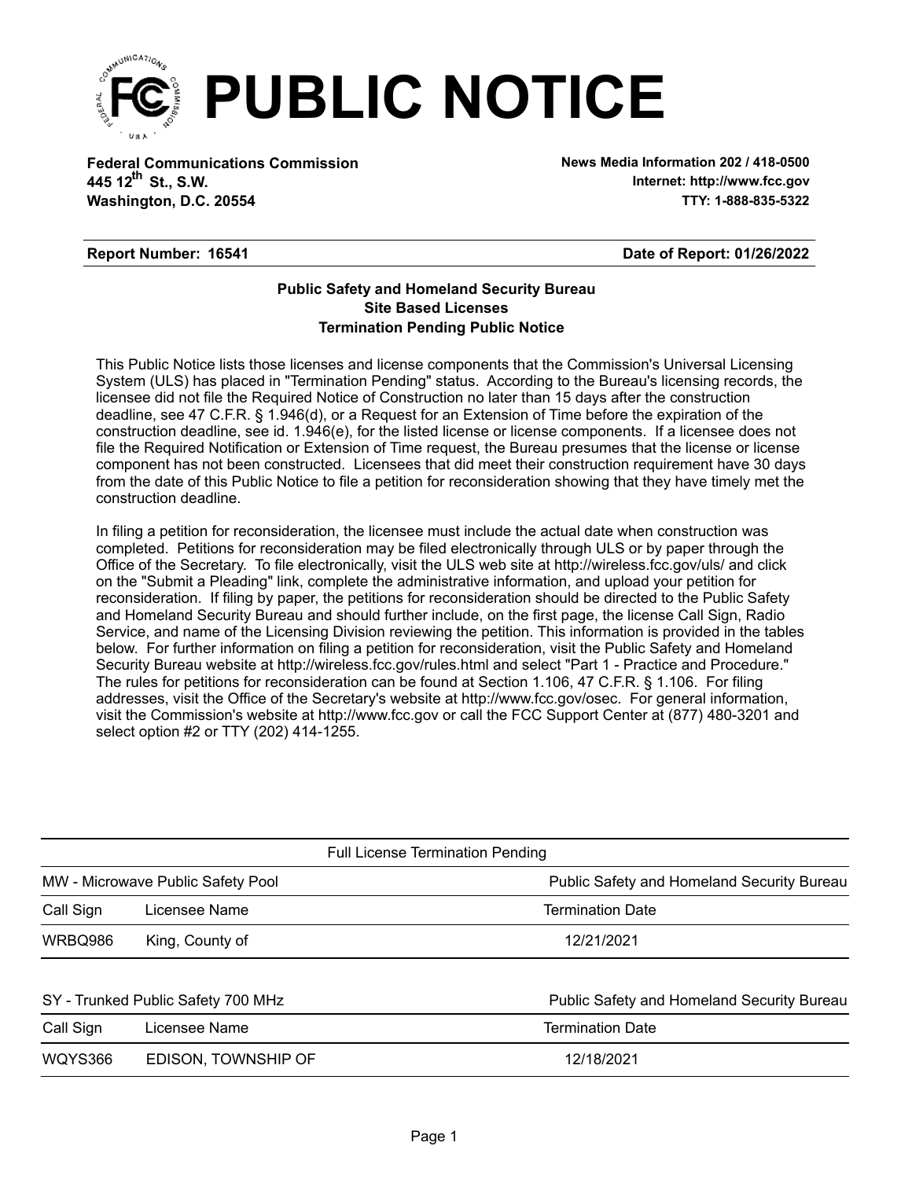# PUBLIC NOTICE

**Federal Communications Commission**
**445 12th St., S.W.**
**Washington, D.C. 20554**

**News Media Information 202 / 418-0500**
**Internet: http://www.fcc.gov**
**TTY: 1-888-835-5322**

**Report Number: 16541** **Date of Report: 01/26/2022**

**Public Safety and Homeland Security Bureau**
**Site Based Licenses**
**Termination Pending Public Notice**

This Public Notice lists those licenses and license components that the Commission's Universal Licensing System (ULS) has placed in "Termination Pending" status. According to the Bureau's licensing records, the licensee did not file the Required Notice of Construction no later than 15 days after the construction deadline, see 47 C.F.R. § 1.946(d), or a Request for an Extension of Time before the expiration of the construction deadline, see id. 1.946(e), for the listed license or license components. If a licensee does not file the Required Notification or Extension of Time request, the Bureau presumes that the license or license component has not been constructed. Licensees that did meet their construction requirement have 30 days from the date of this Public Notice to file a petition for reconsideration showing that they have timely met the construction deadline.

In filing a petition for reconsideration, the licensee must include the actual date when construction was completed. Petitions for reconsideration may be filed electronically through ULS or by paper through the Office of the Secretary. To file electronically, visit the ULS web site at http://wireless.fcc.gov/uls/ and click on the "Submit a Pleading" link, complete the administrative information, and upload your petition for reconsideration. If filing by paper, the petitions for reconsideration should be directed to the Public Safety and Homeland Security Bureau and should further include, on the first page, the license Call Sign, Radio Service, and name of the Licensing Division reviewing the petition. This information is provided in the tables below. For further information on filing a petition for reconsideration, visit the Public Safety and Homeland Security Bureau website at http://wireless.fcc.gov/rules.html and select "Part 1 - Practice and Procedure." The rules for petitions for reconsideration can be found at Section 1.106, 47 C.F.R. § 1.106. For filing addresses, visit the Office of the Secretary's website at http://www.fcc.gov/osec. For general information, visit the Commission's website at http://www.fcc.gov or call the FCC Support Center at (877) 480-3201 and select option #2 or TTY (202) 414-1255.

Full License Termination Pending

| MW - Microwave Public Safety Pool | | Public Safety and Homeland Security Bureau |
|---|---|---|
| Call Sign | Licensee Name | Termination Date |
| WRBQ986 | King, County of | 12/21/2021 |

| SY - Trunked Public Safety 700 MHz | | Public Safety and Homeland Security Bureau |
|---|---|---|
| Call Sign | Licensee Name | Termination Date |
| WQYS366 | EDISON, TOWNSHIP OF | 12/18/2021 |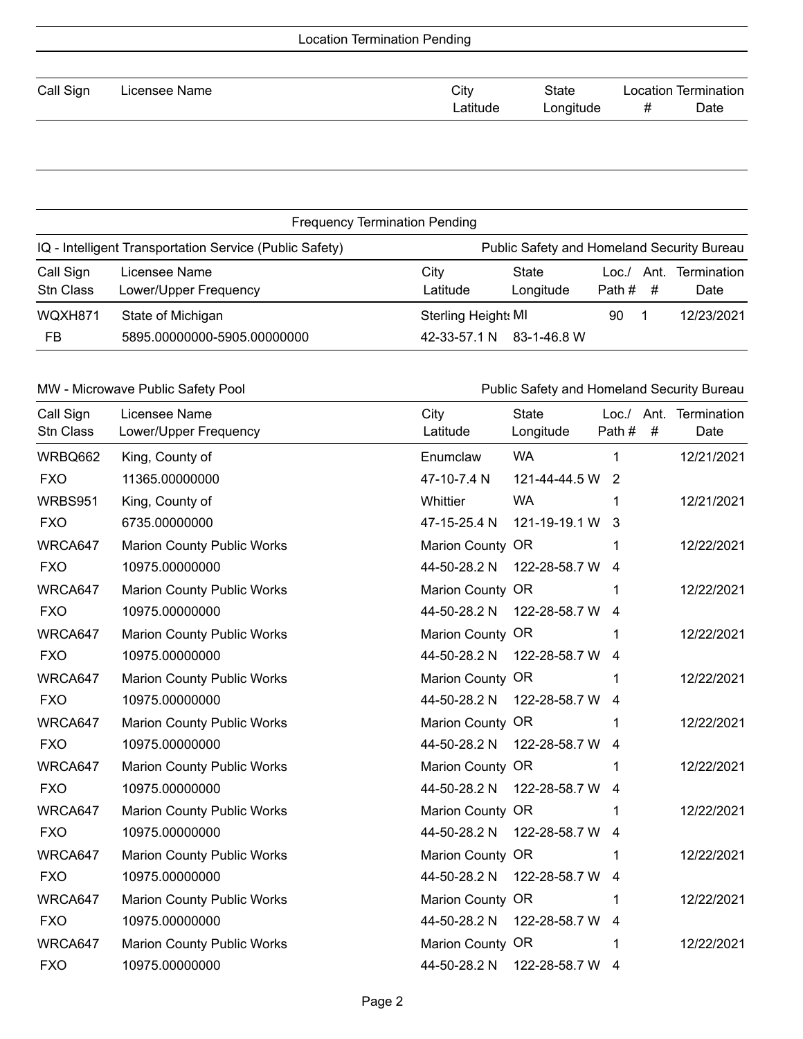## Location Termination Pending

| Call Sign | Licensee Name | City<br>Latitude | State<br>Longitude | Location<br># | Termination<br>Date |
|---|---|---|---|---|---|

## Frequency Termination Pending

### IQ - Intelligent Transportation Service (Public Safety) — Public Safety and Homeland Security Bureau

| Call Sign<br>Stn Class | Licensee Name<br>Lower/Upper Frequency | City<br>Latitude | State<br>Longitude | Loc./<br>Path # | Ant.<br># | Termination<br>Date |
|---|---|---|---|---|---|---|
| WQXH871 | State of Michigan | Sterling Heights | MI | 90 | 1 | 12/23/2021 |
| FB | 5895.00000000-5905.00000000 | 42-33-57.1 N | 83-1-46.8 W | | | |

### MW - Microwave Public Safety Pool — Public Safety and Homeland Security Bureau

| Call Sign<br>Stn Class | Licensee Name<br>Lower/Upper Frequency | City<br>Latitude | State<br>Longitude | Loc./<br>Path # | Ant.<br># | Termination<br>Date |
|---|---|---|---|---|---|---|
| WRBQ662 | King, County of | Enumclaw | WA | 1 | | 12/21/2021 |
| FXO | 11365.00000000 | 47-10-7.4 N | 121-44-44.5 W | 2 | | |
| WRBS951 | King, County of | Whittier | WA | 1 | | 12/21/2021 |
| FXO | 6735.00000000 | 47-15-25.4 N | 121-19-19.1 W | 3 | | |
| WRCA647 | Marion County Public Works | Marion County | OR | 1 | | 12/22/2021 |
| FXO | 10975.00000000 | 44-50-28.2 N | 122-28-58.7 W | 4 | | |
| WRCA647 | Marion County Public Works | Marion County | OR | 1 | | 12/22/2021 |
| FXO | 10975.00000000 | 44-50-28.2 N | 122-28-58.7 W | 4 | | |
| WRCA647 | Marion County Public Works | Marion County | OR | 1 | | 12/22/2021 |
| FXO | 10975.00000000 | 44-50-28.2 N | 122-28-58.7 W | 4 | | |
| WRCA647 | Marion County Public Works | Marion County | OR | 1 | | 12/22/2021 |
| FXO | 10975.00000000 | 44-50-28.2 N | 122-28-58.7 W | 4 | | |
| WRCA647 | Marion County Public Works | Marion County | OR | 1 | | 12/22/2021 |
| FXO | 10975.00000000 | 44-50-28.2 N | 122-28-58.7 W | 4 | | |
| WRCA647 | Marion County Public Works | Marion County | OR | 1 | | 12/22/2021 |
| FXO | 10975.00000000 | 44-50-28.2 N | 122-28-58.7 W | 4 | | |
| WRCA647 | Marion County Public Works | Marion County | OR | 1 | | 12/22/2021 |
| FXO | 10975.00000000 | 44-50-28.2 N | 122-28-58.7 W | 4 | | |
| WRCA647 | Marion County Public Works | Marion County | OR | 1 | | 12/22/2021 |
| FXO | 10975.00000000 | 44-50-28.2 N | 122-28-58.7 W | 4 | | |
| WRCA647 | Marion County Public Works | Marion County | OR | 1 | | 12/22/2021 |
| FXO | 10975.00000000 | 44-50-28.2 N | 122-28-58.7 W | 4 | | |
| WRCA647 | Marion County Public Works | Marion County | OR | 1 | | 12/22/2021 |
| FXO | 10975.00000000 | 44-50-28.2 N | 122-28-58.7 W | 4 | | |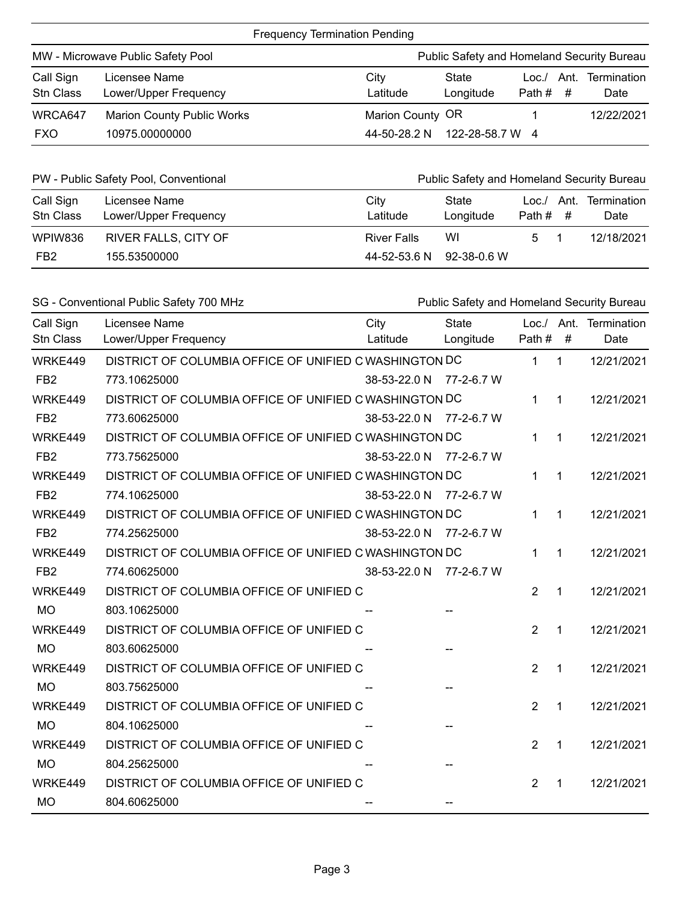## Frequency Termination Pending

### MW - Microwave Public Safety Pool — Public Safety and Homeland Security Bureau

| Call Sign<br>Stn Class | Licensee Name<br>Lower/Upper Frequency | City<br>Latitude | State<br>Longitude | Loc./<br>Path # | Ant.<br># | Termination<br>Date |
|---|---|---|---|---|---|---|
| WRCA647<br>FXO | Marion County Public Works<br>10975.00000000 | Marion County<br>44-50-28.2 N | OR<br>122-28-58.7 W | 1<br>4 | | 12/22/2021 |

### PW - Public Safety Pool, Conventional — Public Safety and Homeland Security Bureau

| Call Sign<br>Stn Class | Licensee Name<br>Lower/Upper Frequency | City<br>Latitude | State<br>Longitude | Loc./<br>Path # | Ant.<br># | Termination<br>Date |
|---|---|---|---|---|---|---|
| WPIW836<br>FB2 | RIVER FALLS, CITY OF<br>155.53500000 | River Falls<br>44-52-53.6 N | WI<br>92-38-0.6 W | 5 | 1 | 12/18/2021 |

### SG - Conventional Public Safety 700 MHz — Public Safety and Homeland Security Bureau

| Call Sign<br>Stn Class | Licensee Name<br>Lower/Upper Frequency | City<br>Latitude | State<br>Longitude | Loc./<br>Path # | Ant.<br># | Termination<br>Date |
|---|---|---|---|---|---|---|
| WRKE449<br>FB2 | DISTRICT OF COLUMBIA OFFICE OF UNIFIED C<br>773.10625000 | WASHINGTON<br>38-53-22.0 N | DC<br>77-2-6.7 W | 1 | 1 | 12/21/2021 |
| WRKE449<br>FB2 | DISTRICT OF COLUMBIA OFFICE OF UNIFIED C<br>773.60625000 | WASHINGTON<br>38-53-22.0 N | DC<br>77-2-6.7 W | 1 | 1 | 12/21/2021 |
| WRKE449<br>FB2 | DISTRICT OF COLUMBIA OFFICE OF UNIFIED C<br>773.75625000 | WASHINGTON<br>38-53-22.0 N | DC<br>77-2-6.7 W | 1 | 1 | 12/21/2021 |
| WRKE449<br>FB2 | DISTRICT OF COLUMBIA OFFICE OF UNIFIED C<br>774.10625000 | WASHINGTON<br>38-53-22.0 N | DC<br>77-2-6.7 W | 1 | 1 | 12/21/2021 |
| WRKE449<br>FB2 | DISTRICT OF COLUMBIA OFFICE OF UNIFIED C<br>774.25625000 | WASHINGTON<br>38-53-22.0 N | DC<br>77-2-6.7 W | 1 | 1 | 12/21/2021 |
| WRKE449<br>FB2 | DISTRICT OF COLUMBIA OFFICE OF UNIFIED C<br>774.60625000 | WASHINGTON<br>38-53-22.0 N | DC<br>77-2-6.7 W | 1 | 1 | 12/21/2021 |
| WRKE449<br>MO | DISTRICT OF COLUMBIA OFFICE OF UNIFIED C<br>803.10625000 | <br>-- | <br>-- | 2 | 1 | 12/21/2021 |
| WRKE449<br>MO | DISTRICT OF COLUMBIA OFFICE OF UNIFIED C<br>803.60625000 | <br>-- | <br>-- | 2 | 1 | 12/21/2021 |
| WRKE449<br>MO | DISTRICT OF COLUMBIA OFFICE OF UNIFIED C<br>803.75625000 | <br>-- | <br>-- | 2 | 1 | 12/21/2021 |
| WRKE449<br>MO | DISTRICT OF COLUMBIA OFFICE OF UNIFIED C<br>804.10625000 | <br>-- | <br>-- | 2 | 1 | 12/21/2021 |
| WRKE449<br>MO | DISTRICT OF COLUMBIA OFFICE OF UNIFIED C<br>804.25625000 | <br>-- | <br>-- | 2 | 1 | 12/21/2021 |
| WRKE449<br>MO | DISTRICT OF COLUMBIA OFFICE OF UNIFIED C<br>804.60625000 | <br>-- | <br>-- | 2 | 1 | 12/21/2021 |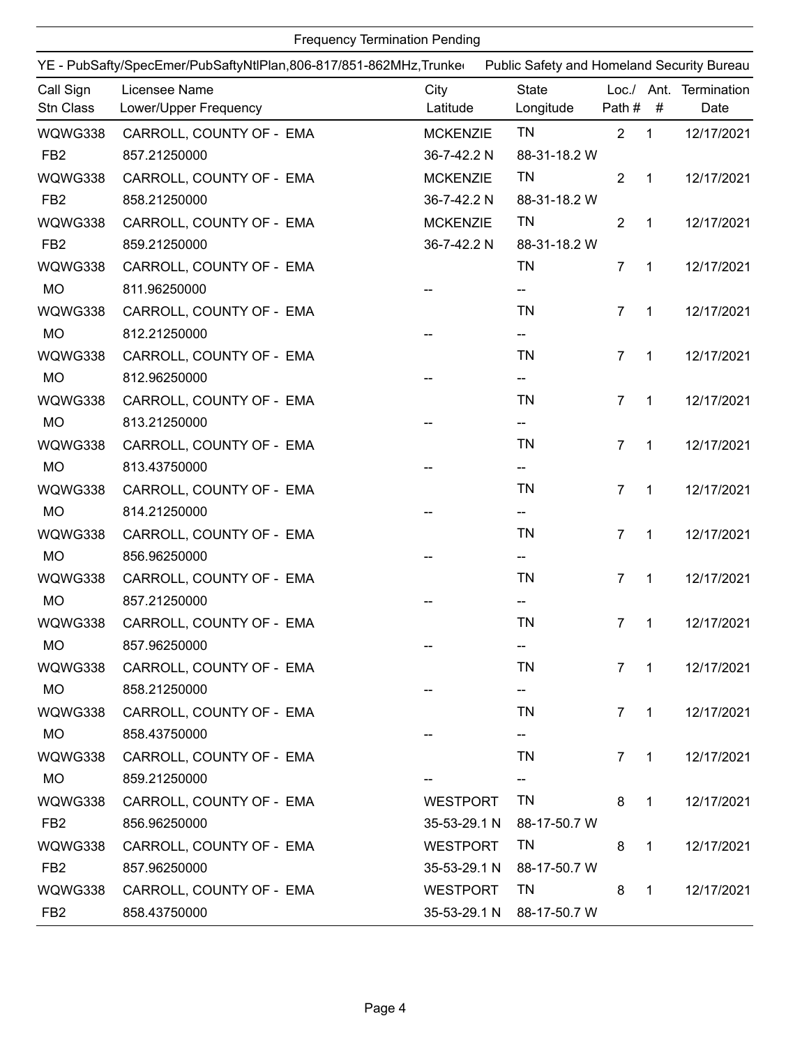Frequency Termination Pending

| YE - PubSafty/SpecEmer/PubSaftyNtlPlan,806-817/851-862MHz,Trunked | | Public Safety and Homeland Security Bureau | | | | |
|---|---|---|---|---|---|---|
| Call Sign<br>Stn Class | Licensee Name<br>Lower/Upper Frequency | City<br>Latitude | State<br>Longitude | Loc./<br>Path # | Ant.<br># | Termination<br>Date |
| WQWG338<br>FB2 | CARROLL, COUNTY OF - EMA<br>857.21250000 | MCKENZIE<br>36-7-42.2 N | TN<br>88-31-18.2 W | 2 | 1 | 12/17/2021 |
| WQWG338<br>FB2 | CARROLL, COUNTY OF - EMA<br>858.21250000 | MCKENZIE<br>36-7-42.2 N | TN<br>88-31-18.2 W | 2 | 1 | 12/17/2021 |
| WQWG338<br>FB2 | CARROLL, COUNTY OF - EMA<br>859.21250000 | MCKENZIE<br>36-7-42.2 N | TN<br>88-31-18.2 W | 2 | 1 | 12/17/2021 |
| WQWG338<br>MO | CARROLL, COUNTY OF - EMA<br>811.96250000 | <br>-- | TN<br>-- | 7 | 1 | 12/17/2021 |
| WQWG338<br>MO | CARROLL, COUNTY OF - EMA<br>812.21250000 | <br>-- | TN<br>-- | 7 | 1 | 12/17/2021 |
| WQWG338<br>MO | CARROLL, COUNTY OF - EMA<br>812.96250000 | <br>-- | TN<br>-- | 7 | 1 | 12/17/2021 |
| WQWG338<br>MO | CARROLL, COUNTY OF - EMA<br>813.21250000 | <br>-- | TN<br>-- | 7 | 1 | 12/17/2021 |
| WQWG338<br>MO | CARROLL, COUNTY OF - EMA<br>813.43750000 | <br>-- | TN<br>-- | 7 | 1 | 12/17/2021 |
| WQWG338<br>MO | CARROLL, COUNTY OF - EMA<br>814.21250000 | <br>-- | TN<br>-- | 7 | 1 | 12/17/2021 |
| WQWG338<br>MO | CARROLL, COUNTY OF - EMA<br>856.96250000 | <br>-- | TN<br>-- | 7 | 1 | 12/17/2021 |
| WQWG338<br>MO | CARROLL, COUNTY OF - EMA<br>857.21250000 | <br>-- | TN<br>-- | 7 | 1 | 12/17/2021 |
| WQWG338<br>MO | CARROLL, COUNTY OF - EMA<br>857.96250000 | <br>-- | TN<br>-- | 7 | 1 | 12/17/2021 |
| WQWG338<br>MO | CARROLL, COUNTY OF - EMA<br>858.21250000 | <br>-- | TN<br>-- | 7 | 1 | 12/17/2021 |
| WQWG338<br>MO | CARROLL, COUNTY OF - EMA<br>858.43750000 | <br>-- | TN<br>-- | 7 | 1 | 12/17/2021 |
| WQWG338<br>MO | CARROLL, COUNTY OF - EMA<br>859.21250000 | <br>-- | TN<br>-- | 7 | 1 | 12/17/2021 |
| WQWG338<br>FB2 | CARROLL, COUNTY OF - EMA<br>856.96250000 | WESTPORT<br>35-53-29.1 N | TN<br>88-17-50.7 W | 8 | 1 | 12/17/2021 |
| WQWG338<br>FB2 | CARROLL, COUNTY OF - EMA<br>857.96250000 | WESTPORT<br>35-53-29.1 N | TN<br>88-17-50.7 W | 8 | 1 | 12/17/2021 |
| WQWG338<br>FB2 | CARROLL, COUNTY OF - EMA<br>858.43750000 | WESTPORT<br>35-53-29.1 N | TN<br>88-17-50.7 W | 8 | 1 | 12/17/2021 |